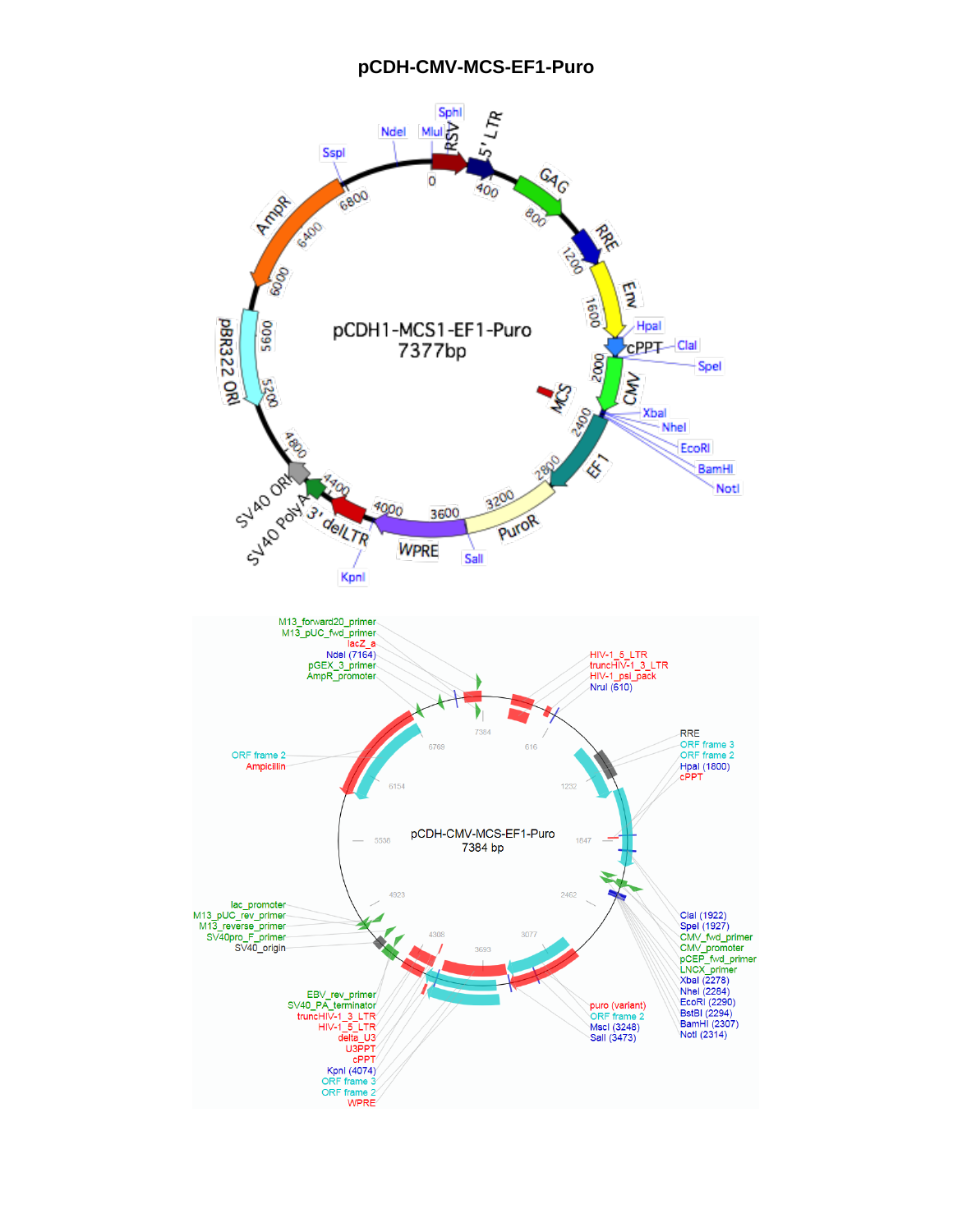# pCDH-CMV-MCS-EF1-Puro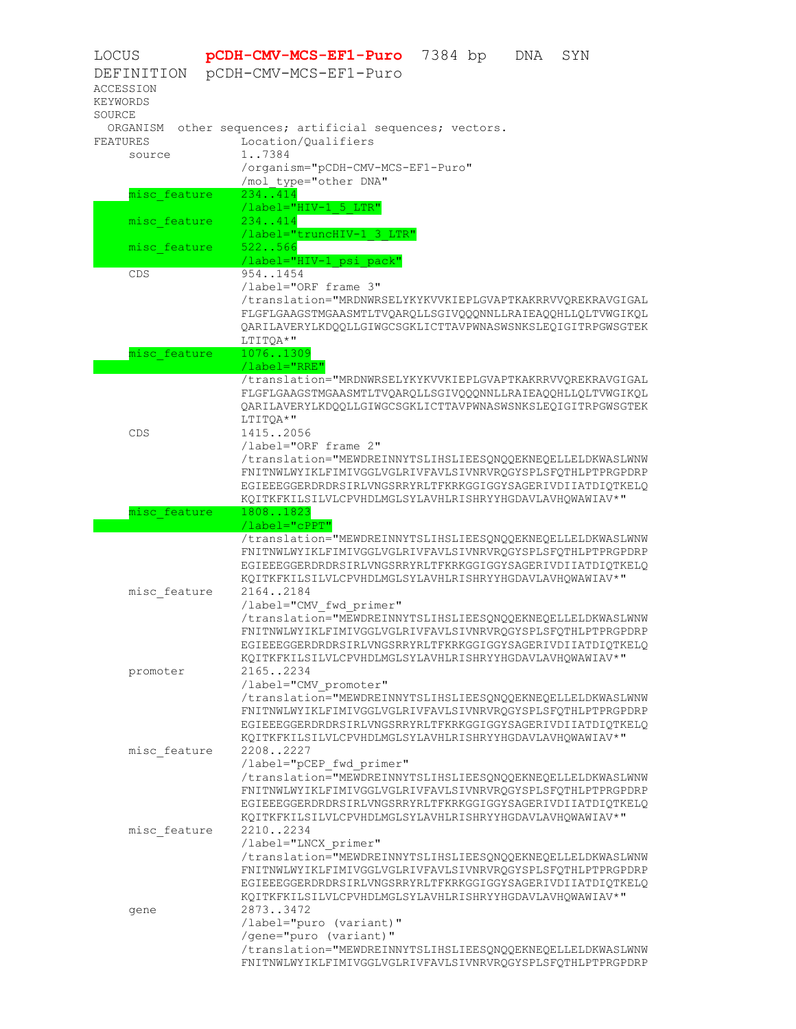```
LOCUS       pCDH-CMV-MCS-EF1-Puro  7384 bp    DNA    SYN
DEFINITION  pCDH-CMV-MCS-EF1-Puro
ACCESSION
KEYWORDS
SOURCE
  ORGANISM  other sequences; artificial sequences; vectors.
FEATURES             Location/Qualifiers
     source          1..7384
                     /organism="pCDH-CMV-MCS-EF1-Puro"
                     /mol_type="other DNA"
     misc_feature    234..414
                     /label="HIV-1_5_LTR"
     misc_feature    234..414
                     /label="truncHIV-1_3_LTR"
     misc_feature    522..566
                     /label="HIV-1_psi_pack"
     CDS             954..1454
                     /label="ORF frame 3"
                     /translation="MRDNWRSELYKYKVVKIEPLGVAPTKAKRRVVQREKRAVGIGAL
                     FLGFLGAAGSTMGAASMTLTVQARQLLSGIVQQQNNLLRAIEAQQHLLQLTVWGIKQL
                     QARILAVERYLKDQQLLGIWGCSGKLICTTAVPWNASWSNKSLEQIGITRPGWSGTEK
                     LTITQA*"
     misc_feature    1076..1309
                     /label="RRE"
                     /translation="MRDNWRSELYKYKVVKIEPLGVAPTKAKRRVVQREKRAVGIGAL
                     FLGFLGAAGSTMGAASMTLTVQARQLLSGIVQQQNNLLRAIEAQQHLLQLTVWGIKQL
                     QARILAVERYLKDQQLLGIWGCSGKLICTTAVPWNASWSNKSLEQIGITRPGWSGTEK
                     LTITQA*"
     CDS             1415..2056
                     /label="ORF frame 2"
                     /translation="MEWDREINNYTSLIHSLIEESQNQQEKNEQELLELDKWASLWNW
                     FNITNWLWYIKLFIMIVGGLVGLRIVFAVLSIVNRVRQGYSPLSFQTHLPTPRGPDRP
                     EGIEEEGGERDRDRSIRLVNGSRRYRLTFKRKGGIGGYSAGERIVDIIATDIQTKELQ
                     KQITKFKILSILVLCPVHDLMGLSYLAVHLRISHRYYHGDAVLAVHQWAWIAV*"
     misc_feature    1808..1823
                     /label="cPPT"
                     /translation="MEWDREINNYTSLIHSLIEESQNQQEKNEQELLELDKWASLWNW
                     FNITNWLWYIKLFIMIVGGLVGLRIVFAVLSIVNRVRQGYSPLSFQTHLPTPRGPDRP
                     EGIEEEGGERDRDRSIRLVNGSRRYRLTFKRKGGIGGYSAGERIVDIIATDIQTKELQ
                     KQITKFKILSILVLCPVHDLMGLSYLAVHLRISHRYYHGDAVLAVHQWAWIAV*"
     misc_feature    2164..2184
                     /label="CMV_fwd_primer"
                     /translation="MEWDREINNYTSLIHSLIEESQNQQEKNEQELLELDKWASLWNW
                     FNITNWLWYIKLFIMIVGGLVGLRIVFAVLSIVNRVRQGYSPLSFQTHLPTPRGPDRP
                     EGIEEEGGERDRDRSIRLVNGSRRYRLTFKRKGGIGGYSAGERIVDIIATDIQTKELQ
                     KQITKFKILSILVLCPVHDLMGLSYLAVHLRISHRYYHGDAVLAVHQWAWIAV*"
     promoter        2165..2234
                     /label="CMV_promoter"
                     /translation="MEWDREINNYTSLIHSLIEESQNQQEKNEQELLELDKWASLWNW
                     FNITNWLWYIKLFIMIVGGLVGLRIVFAVLSIVNRVRQGYSPLSFQTHLPTPRGPDRP
                     EGIEEEGGERDRDRSIRLVNGSRRYRLTFKRKGGIGGYSAGERIVDIIATDIQTKELQ
                     KQITKFKILSILVLCPVHDLMGLSYLAVHLRISHRYYHGDAVLAVHQWAWIAV*"
     misc_feature    2208..2227
                     /label="pCEP_fwd_primer"
                     /translation="MEWDREINNYTSLIHSLIEESQNQQEKNEQELLELDKWASLWNW
                     FNITNWLWYIKLFIMIVGGLVGLRIVFAVLSIVNRVRQGYSPLSFQTHLPTPRGPDRP
                     EGIEEEGGERDRDRSIRLVNGSRRYRLTFKRKGGIGGYSAGERIVDIIATDIQTKELQ
                     KQITKFKILSILVLCPVHDLMGLSYLAVHLRISHRYYHGDAVLAVHQWAWIAV*"
     misc_feature    2210..2234
                     /label="LNCX_primer"
                     /translation="MEWDREINNYTSLIHSLIEESQNQQEKNEQELLELDKWASLWNW
                     FNITNWLWYIKLFIMIVGGLVGLRIVFAVLSIVNRVRQGYSPLSFQTHLPTPRGPDRP
                     EGIEEEGGERDRDRSIRLVNGSRRYRLTFKRKGGIGGYSAGERIVDIIATDIQTKELQ
                     KQITKFKILSILVLCPVHDLMGLSYLAVHLRISHRYYHGDAVLAVHQWAWIAV*"
     gene            2873..3472
                     /label="puro (variant)"
                     /gene="puro (variant)"
                     /translation="MEWDREINNYTSLIHSLIEESQNQQEKNEQELLELDKWASLWNW
                     FNITNWLWYIKLFIMIVGGLVGLRIVFAVLSIVNRVRQGYSPLSFQTHLPTPRGPDRP
```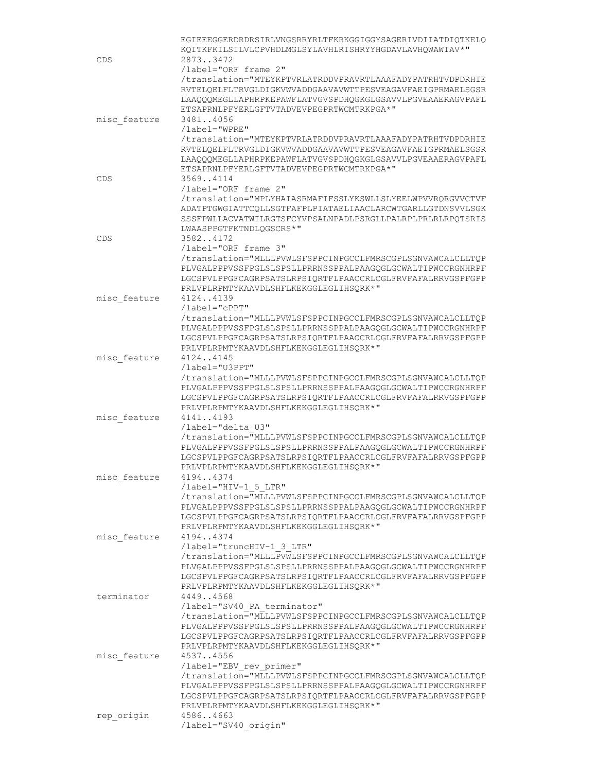```
                EGIEEEGGERDRDRSIRLVNGSRRYRLTFKRKGGIGGYSAGERIVDIIATDIQTKELQ
                KQITKFKILSILVLCPVHDLMGLSYLAVHLRISHRYYHGDAVLAVHQWAWIAV*"
CDS             2873..3472
                /label="ORF frame 2"
                /translation="MTEYKPTVRLATRDDVPRAVRTLAAAFADYPATRHTVDPDRHIE
                RVTELQELFLTRVGLDIGKVWVADDGAAVAVWTTPESVEAGAVFAEIGPRMAELSGSR
                LAAQQQMEGLLAPHRPKEPAWFLATVGVSPDHQGKGLGSAVVLPGVEAAERAGVPAFL
                ETSAPRNLPFYERLGFTVTADVEVPEGPRTWCMTRKPGA*"
misc_feature    3481..4056
                /label="WPRE"
                /translation="MTEYKPTVRLATRDDVPRAVRTLAAAFADYPATRHTVDPDRHIE
                RVTELQELFLTRVGLDIGKVWVADDGAAVAVWTTPESVEAGAVFAEIGPRMAELSGSR
                LAAQQQMEGLLAPHRPKEPAWFLATVGVSPDHQGKGLGSAVVLPGVEAAERAGVPAFL
                ETSAPRNLPFYERLGFTVTADVEVPEGPRTWCMTRKPGA*"
CDS             3569..4114
                /label="ORF frame 2"
                /translation="MPLYHAIASRMAFIFSSLYKSWLLSLYEELWPVVRQRGVVCTVF
                ADATPTGWGIATTCQLLSGTFAFPLPIATAELIAACLARCWTGARLLGTDNSVVLSGK
                SSSFPWLLACVATWILRGTSFCYVPSALNPADLPSRGLLPALRPLPRLRLRPQTSRIS
                LWAASPPGTFKTNDLQGSCRS*"
CDS             3582..4172
                /label="ORF frame 3"
                /translation="MLLLPVWLSFSPPCINPGCCLFMRSCGPLSGNVAWCALCLLTQP
                PLVGALPPPVSSFPGLSLSPSLLPRRNSSPPALPAAGQGLGCWALTIPWCCRGNHRPF
                LGCSPVLPPGFCAGRPSATSLRPSIQRTFLPAACCRLCGLFRVFAFALRRVGSPFGPP
                PRLVPLRPMTYKAAVDLSHFLKEKGGLEGLIHSQRK*"
misc_feature    4124..4139
                /label="cPPT"
                /translation="MLLLPVWLSFSPPCINPGCCLFMRSCGPLSGNVAWCALCLLTQP
                PLVGALPPPVSSFPGLSLSPSLLPRRNSSPPALPAAGQGLGCWALTIPWCCRGNHRPF
                LGCSPVLPPGFCAGRPSATSLRPSIQRTFLPAACCRLCGLFRVFAFALRRVGSPFGPP
                PRLVPLRPMTYKAAVDLSHFLKEKGGLEGLIHSQRK*"
misc_feature    4124..4145
                /label="U3PPT"
                /translation="MLLLPVWLSFSPPCINPGCCLFMRSCGPLSGNVAWCALCLLTQP
                PLVGALPPPVSSFPGLSLSPSLLPRRNSSPPALPAAGQGLGCWALTIPWCCRGNHRPF
                LGCSPVLPPGFCAGRPSATSLRPSIQRTFLPAACCRLCGLFRVFAFALRRVGSPFGPP
                PRLVPLRPMTYKAAVDLSHFLKEKGGLEGLIHSQRK*"
misc_feature    4141..4193
                /label="delta_U3"
                /translation="MLLLPVWLSFSPPCINPGCCLFMRSCGPLSGNVAWCALCLLTQP
                PLVGALPPPVSSFPGLSLSPSLLPRRNSSPPALPAAGQGLGCWALTIPWCCRGNHRPF
                LGCSPVLPPGFCAGRPSATSLRPSIQRTFLPAACCRLCGLFRVFAFALRRVGSPFGPP
                PRLVPLRPMTYKAAVDLSHFLKEKGGLEGLIHSQRK*"
misc_feature    4194..4374
                /label="HIV-1_5_LTR"
                /translation="MLLLPVWLSFSPPCINPGCCLFMRSCGPLSGNVAWCALCLLTQP
                PLVGALPPPVSSFPGLSLSPSLLPRRNSSPPALPAAGQGLGCWALTIPWCCRGNHRPF
                LGCSPVLPPGFCAGRPSATSLRPSIQRTFLPAACCRLCGLFRVFAFALRRVGSPFGPP
                PRLVPLRPMTYKAAVDLSHFLKEKGGLEGLIHSQRK*"
misc_feature    4194..4374
                /label="truncHIV-1_3_LTR"
                /translation="MLLLPVWLSFSPPCINPGCCLFMRSCGPLSGNVAWCALCLLTQP
                PLVGALPPPVSSFPGLSLSPSLLPRRNSSPPALPAAGQGLGCWALTIPWCCRGNHRPF
                LGCSPVLPPGFCAGRPSATSLRPSIQRTFLPAACCRLCGLFRVFAFALRRVGSPFGPP
                PRLVPLRPMTYKAAVDLSHFLKEKGGLEGLIHSQRK*"
terminator      4449..4568
                /label="SV40_PA_terminator"
                /translation="MLLLPVWLSFSPPCINPGCCLFMRSCGPLSGNVAWCALCLLTQP
                PLVGALPPPVSSFPGLSLSPSLLPRRNSSPPALPAAGQGLGCWALTIPWCCRGNHRPF
                LGCSPVLPPGFCAGRPSATSLRPSIQRTFLPAACCRLCGLFRVFAFALRRVGSPFGPP
                PRLVPLRPMTYKAAVDLSHFLKEKGGLEGLIHSQRK*"
misc_feature    4537..4556
                /label="EBV_rev_primer"
                /translation="MLLLPVWLSFSPPCINPGCCLFMRSCGPLSGNVAWCALCLLTQP
                PLVGALPPPVSSFPGLSLSPSLLPRRNSSPPALPAAGQGLGCWALTIPWCCRGNHRPF
                LGCSPVLPPGFCAGRPSATSLRPSIQRTFLPAACCRLCGLFRVFAFALRRVGSPFGPP
                PRLVPLRPMTYKAAVDLSHFLKEKGGLEGLIHSQRK*"
rep_origin      4586..4663
                /label="SV40_origin"
```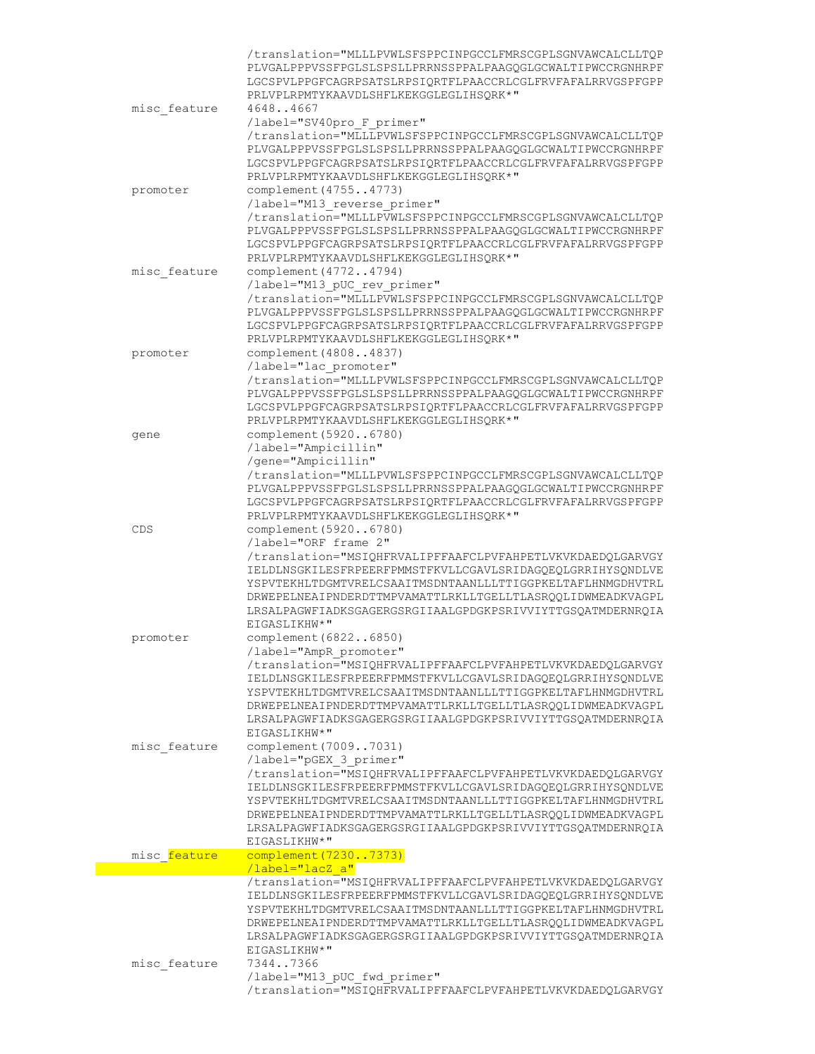```
                     /translation="MLLLPVWLSFSPPCINPGCCLFMRSCGPLSGNVAWCALCLLTQP
                     PLVGALPPPVSSFPGLSLSPSLLPRRNSSPPALPAAGQGLGCWALTIPWCCRGNHRPF
                     LGCSPVLPPGFCAGRPSATSLRPSIQRTFLPAACCRLCGLFRVFAFALRRVGSPFGPP
                     PRLVPLRPMTYKAAVDLSHFLKEKGGLEGLIHSQRK*"
     misc_feature    4648..4667
                     /label="SV40pro_F_primer"
                     /translation="MLLLPVWLSFSPPCINPGCCLFMRSCGPLSGNVAWCALCLLTQP
                     PLVGALPPPVSSFPGLSLSPSLLPRRNSSPPALPAAGQGLGCWALTIPWCCRGNHRPF
                     LGCSPVLPPGFCAGRPSATSLRPSIQRTFLPAACCRLCGLFRVFAFALRRVGSPFGPP
                     PRLVPLRPMTYKAAVDLSHFLKEKGGLEGLIHSQRK*"
     promoter        complement(4755..4773)
                     /label="M13_reverse_primer"
                     /translation="MLLLPVWLSFSPPCINPGCCLFMRSCGPLSGNVAWCALCLLTQP
                     PLVGALPPPVSSFPGLSLSPSLLPRRNSSPPALPAAGQGLGCWALTIPWCCRGNHRPF
                     LGCSPVLPPGFCAGRPSATSLRPSIQRTFLPAACCRLCGLFRVFAFALRRVGSPFGPP
                     PRLVPLRPMTYKAAVDLSHFLKEKGGLEGLIHSQRK*"
     misc_feature    complement(4772..4794)
                     /label="M13_pUC_rev_primer"
                     /translation="MLLLPVWLSFSPPCINPGCCLFMRSCGPLSGNVAWCALCLLTQP
                     PLVGALPPPVSSFPGLSLSPSLLPRRNSSPPALPAAGQGLGCWALTIPWCCRGNHRPF
                     LGCSPVLPPGFCAGRPSATSLRPSIQRTFLPAACCRLCGLFRVFAFALRRVGSPFGPP
                     PRLVPLRPMTYKAAVDLSHFLKEKGGLEGLIHSQRK*"
     promoter        complement(4808..4837)
                     /label="lac_promoter"
                     /translation="MLLLPVWLSFSPPCINPGCCLFMRSCGPLSGNVAWCALCLLTQP
                     PLVGALPPPVSSFPGLSLSPSLLPRRNSSPPALPAAGQGLGCWALTIPWCCRGNHRPF
                     LGCSPVLPPGFCAGRPSATSLRPSIQRTFLPAACCRLCGLFRVFAFALRRVGSPFGPP
                     PRLVPLRPMTYKAAVDLSHFLKEKGGLEGLIHSQRK*"
     gene            complement(5920..6780)
                     /label="Ampicillin"
                     /gene="Ampicillin"
                     /translation="MLLLPVWLSFSPPCINPGCCLFMRSCGPLSGNVAWCALCLLTQP
                     PLVGALPPPVSSFPGLSLSPSLLPRRNSSPPALPAAGQGLGCWALTIPWCCRGNHRPF
                     LGCSPVLPPGFCAGRPSATSLRPSIQRTFLPAACCRLCGLFRVFAFALRRVGSPFGPP
                     PRLVPLRPMTYKAAVDLSHFLKEKGGLEGLIHSQRK*"
     CDS             complement(5920..6780)
                     /label="ORF frame 2"
                     /translation="MSIQHFRVALIPFFAAFCLPVFAHPETLVKVKDAEDQLGARVGY
                     IELDLNSGKILESFRPEERFPMMSTFKVLLCGAVLSRIDAGQEQLGRRIHYSQNDLVE
                     YSPVTEKHLTDGMTVRELCSAAITMSDNTAANLLLTTIGGPKELTAFLHNMGDHVTRL
                     DRWEPELNEAIPNDERDTTMPVAMATTLRKLLTGELLTLASRQQLIDWMEADKVAGPL
                     LRSALPAGWFIADKSGAGERGSRGIIAALGPDGKPSRIVVIYTTGSQATMDERNRQIA
                     EIGASLIKHW*"
     promoter        complement(6822..6850)
                     /label="AmpR_promoter"
                     /translation="MSIQHFRVALIPFFAAFCLPVFAHPETLVKVKDAEDQLGARVGY
                     IELDLNSGKILESFRPEERFPMMSTFKVLLCGAVLSRIDAGQEQLGRRIHYSQNDLVE
                     YSPVTEKHLTDGMTVRELCSAAITMSDNTAANLLLTTIGGPKELTAFLHNMGDHVTRL
                     DRWEPELNEAIPNDERDTTMPVAMATTLRKLLTGELLTLASRQQLIDWMEADKVAGPL
                     LRSALPAGWFIADKSGAGERGSRGIIAALGPDGKPSRIVVIYTTGSQATMDERNRQIA
                     EIGASLIKHW*"
     misc_feature    complement(7009..7031)
                     /label="pGEX_3_primer"
                     /translation="MSIQHFRVALIPFFAAFCLPVFAHPETLVKVKDAEDQLGARVGY
                     IELDLNSGKILESFRPEERFPMMSTFKVLLCGAVLSRIDAGQEQLGRRIHYSQNDLVE
                     YSPVTEKHLTDGMTVRELCSAAITMSDNTAANLLLTTIGGPKELTAFLHNMGDHVTRL
                     DRWEPELNEAIPNDERDTTMPVAMATTLRKLLTGELLTLASRQQLIDWMEADKVAGPL
                     LRSALPAGWFIADKSGAGERGSRGIIAALGPDGKPSRIVVIYTTGSQATMDERNRQIA
                     EIGASLIKHW*"
     misc_feature    complement(7230..7373)
                     /label="lacZ_a"
                     /translation="MSIQHFRVALIPFFAAFCLPVFAHPETLVKVKDAEDQLGARVGY
                     IELDLNSGKILESFRPEERFPMMSTFKVLLCGAVLSRIDAGQEQLGRRIHYSQNDLVE
                     YSPVTEKHLTDGMTVRELCSAAITMSDNTAANLLLTTIGGPKELTAFLHNMGDHVTRL
                     DRWEPELNEAIPNDERDTTMPVAMATTLRKLLTGELLTLASRQQLIDWMEADKVAGPL
                     LRSALPAGWFIADKSGAGERGSRGIIAALGPDGKPSRIVVIYTTGSQATMDERNRQIA
                     EIGASLIKHW*"
     misc_feature    7344..7366
                     /label="M13_pUC_fwd_primer"
                     /translation="MSIQHFRVALIPFFAAFCLPVFAHPETLVKVKDAEDQLGARVGY
```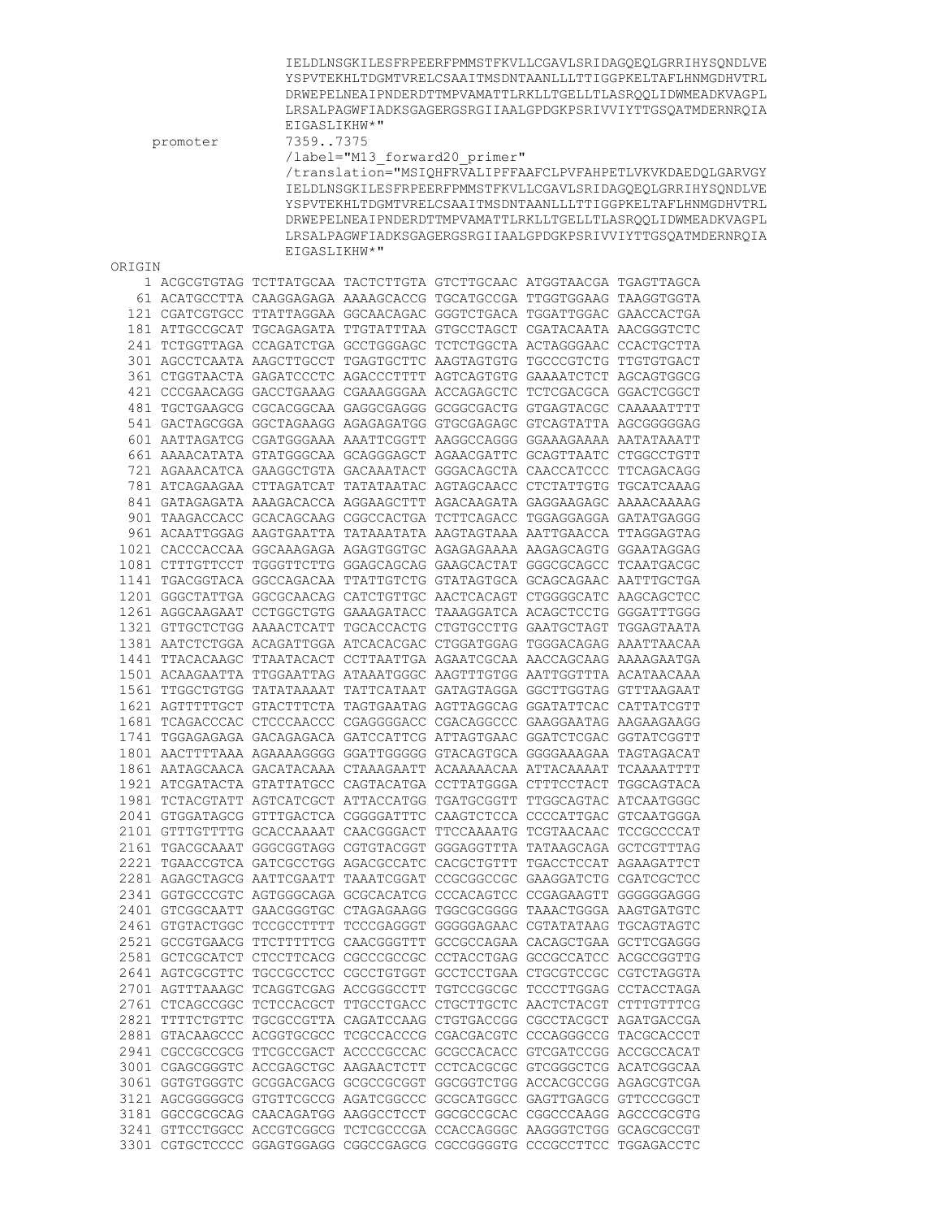```
                     IELDLNSGKILESFRPEERFPMMSTFKVLLCGAVLSRIDAGQEQLGRRIHYSQNDLVE
                     YSPVTEKHLTDGMTVRELCSAAITMSDNTAANLLLTTIGGPKELTAFLHNMGDHVTRL
                     DRWEPELNEAIPNDERDTTMPVAMATTLRKLLTGELLTLASRQQLIDWMEADKVAGPL
                     LRSALPAGWFIADKSGAGERGSRGIIAALGPDGKPSRIVVIYTTGSQATMDERNRQIA
                     EIGASLIKHW*"
     promoter        7359..7375
                     /label="M13_forward20_primer"
                     /translation="MSIQHFRVALIPFFAAFCLPVFAHPETLVKVKDAEDQLGARVGY
                     IELDLNSGKILESFRPEERFPMMSTFKVLLCGAVLSRIDAGQEQLGRRIHYSQNDLVE
                     YSPVTEKHLTDGMTVRELCSAAITMSDNTAANLLLTTIGGPKELTAFLHNMGDHVTRL
                     DRWEPELNEAIPNDERDTTMPVAMATTLRKLLTGELLTLASRQQLIDWMEADKVAGPL
                     LRSALPAGWFIADKSGAGERGSRGIIAALGPDGKPSRIVVIYTTGSQATMDERNRQIA
                     EIGASLIKHW*"
ORIGIN
        1 ACGCGTGTAG TCTTATGCAA TACTCTTGTA GTCTTGCAAC ATGGTAACGA TGAGTTAGCA
       61 ACATGCCTTA CAAGGAGAGA AAAAGCACCG TGCATGCCGA TTGGTGGAAG TAAGGTGGTA
      121 CGATCGTGCC TTATTAGGAA GGCAACAGAC GGGTCTGACA TGGATTGGAC GAACCACTGA
      181 ATTGCCGCAT TGCAGAGATA TTGTATTTAA GTGCCTAGCT CGATACAATA AACGGGTCTC
      241 TCTGGTTAGA CCAGATCTGA GCCTGGGAGC TCTCTGGCTA ACTAGGGAAC CCACTGCTTA
      301 AGCCTCAATA AAGCTTGCCT TGAGTGCTTC AAGTAGTGTG TGCCCGTCTG TTGTGTGACT
      361 CTGGTAACTA GAGATCCCTC AGACCCTTTT AGTCAGTGTG GAAAATCTCT AGCAGTGGCG
      421 CCCGAACAGG GACCTGAAAG CGAAAGGGAA ACCAGAGCTC TCTCGACGCA GGACTCGGCT
      481 TGCTGAAGCG CGCACGGCAA GAGGCGAGGG GCGGCGACTG GTGAGTACGC CAAAAATTTT
      541 GACTAGCGGA GGCTAGAAGG AGAGAGATGG GTGCGAGAGC GTCAGTATTA AGCGGGGGAG
      601 AATTAGATCG CGATGGGAAA AAATTCGGTT AAGGCCAGGG GGAAAGAAAA AATATAAATT
      661 AAAACATATA GTATGGGCAA GCAGGGAGCT AGAACGATTC GCAGTTAATC CTGGCCTGTT
      721 AGAAACATCA GAAGGCTGTA GACAAATACT GGGACAGCTA CAACCATCCC TTCAGACAGG
      781 ATCAGAAGAA CTTAGATCAT TATATAATAC AGTAGCAACC CTCTATTGTG TGCATCAAAG
      841 GATAGAGATA AAAGACACCA AGGAAGCTTT AGACAAGATA GAGGAAGAGC AAAACAAAAG
      901 TAAGACCACC GCACAGCAAG CGGCCACTGA TCTTCAGACC TGGAGGAGGA GATATGAGGG
      961 ACAATTGGAG AAGTGAATTA TATAAATATA AAGTAGTAAA AATTGAACCA TTAGGAGTAG
     1021 CACCCACCAA GGCAAAGAGA AGAGTGGTGC AGAGAGAAAA AAGAGCAGTG GGAATAGGAG
     1081 CTTTGTTCCT TGGGTTCTTG GGAGCAGCAG GAAGCACTAT GGGCGCAGCC TCAATGACGC
     1141 TGACGGTACA GGCCAGACAA TTATTGTCTG GTATAGTGCA GCAGCAGAAC AATTTGCTGA
     1201 GGGCTATTGA GGCGCAACAG CATCTGTTGC AACTCACAGT CTGGGGCATC AAGCAGCTCC
     1261 AGGCAAGAAT CCTGGCTGTG GAAAGATACC TAAAGGATCA ACAGCTCCTG GGGATTTGGG
     1321 GTTGCTCTGG AAAACTCATT TGCACCACTG CTGTGCCTTG GAATGCTAGT TGGAGTAATA
     1381 AATCTCTGGA ACAGATTGGA ATCACACGAC CTGGATGGAG TGGGACAGAG AAATTAACAA
     1441 TTACACAAGC TTAATACACT CCTTAATTGA AGAATCGCAA AACCAGCAAG AAAAGAATGA
     1501 ACAAGAATTA TTGGAATTAG ATAAATGGGC AAGTTTGTGG AATTGGTTTA ACATAACAAA
     1561 TTGGCTGTGG TATATAAAAT TATTCATAAT GATAGTAGGA GGCTTGGTAG GTTTAAGAAT
     1621 AGTTTTTGCT GTACTTTCTA TAGTGAATAG AGTTAGGCAG GGATATTCAC CATTATCGTT
     1681 TCAGACCCAC CTCCCAACCC CGAGGGGACC CGACAGGCCC GAAGGAATAG AAGAAGAAGG
     1741 TGGAGAGAGA GACAGAGACA GATCCATTCG ATTAGTGAAC GGATCTCGAC GGTATCGGTT
     1801 AACTTTTAAA AGAAAAGGGG GGATTGGGGG GTACAGTGCA GGGGAAAGAA TAGTAGACAT
     1861 AATAGCAACA GACATACAAA CTAAAGAATT ACAAAAACAA ATTACAAAAT TCAAAATTTT
     1921 ATCGATACTA GTATTATGCC CAGTACATGA CCTTATGGGA CTTTCCTACT TGGCAGTACA
     1981 TCTACGTATT AGTCATCGCT ATTACCATGG TGATGCGGTT TTGGCAGTAC ATCAATGGGC
     2041 GTGGATAGCG GTTTGACTCA CGGGGATTTC CAAGTCTCCA CCCCATTGAC GTCAATGGGA
     2101 GTTTGTTTTG GCACCAAAAT CAACGGGACT TTCCAAAATG TCGTAACAAC TCCGCCCCAT
     2161 TGACGCAAAT GGGCGGTAGG CGTGTACGGT GGGAGGTTTA TATAAGCAGA GCTCGTTTAG
     2221 TGAACCGTCA GATCGCCTGG AGACGCCATC CACGCTGTTT TGACCTCCAT AGAAGATTCT
     2281 AGAGCTAGCG AATTCGAATT TAAATCGGAT CCGCGGCCGC GAAGGATCTG CGATCGCTCC
     2341 GGTGCCCGTC AGTGGGCAGA GCGCACATCG CCCACAGTCC CCGAGAAGTT GGGGGGAGGG
     2401 GTCGGCAATT GAACGGGTGC CTAGAGAAGG TGGCGCGGGG TAAACTGGGA AAGTGATGTC
     2461 GTGTACTGGC TCCGCCTTTT TCCCGAGGGT GGGGGAGAAC CGTATATAAG TGCAGTAGTC
     2521 GCCGTGAACG TTCTTTTTCG CAACGGGTTT GCCGCCAGAA CACAGCTGAA GCTTCGAGGG
     2581 GCTCGCATCT CTCCTTCACG CGCCCGCCGC CCTACCTGAG GCCGCCATCC ACGCCGGTTG
     2641 AGTCGCGTTC TGCCGCCTCC CGCCTGTGGT GCCTCCTGAA CTGCGTCCGC CGTCTAGGTA
     2701 AGTTTAAAGC TCAGGTCGAG ACCGGGCCTT TGTCCGGCGC TCCCTTGGAG CCTACCTAGA
     2761 CTCAGCCGGC TCTCCACGCT TTGCCTGACC CTGCTTGCTC AACTCTACGT CTTTGTTTCG
     2821 TTTTCTGTTC TGCGCCGTTA CAGATCCAAG CTGTGACCGG CGCCTACGCT AGATGACCGA
     2881 GTACAAGCCC ACGGTGCGCC TCGCCACCCG CGACGACGTC CCCAGGGCCG TACGCACCCT
     2941 CGCCGCCGCG TTCGCCGACT ACCCCGCCAC GCGCCACACC GTCGATCCGG ACCGCCACAT
     3001 CGAGCGGGTC ACCGAGCTGC AAGAACTCTT CCTCACGCGC GTCGGGCTCG ACATCGGCAA
     3061 GGTGTGGGTC GCGGACGACG GCGCCGCGGT GGCGGTCTGG ACCACGCCGG AGAGCGTCGA
     3121 AGCGGGGGCG GTGTTCGCCG AGATCGGCCC GCGCATGGCC GAGTTGAGCG GTTCCCGGCT
     3181 GGCCGCGCAG CAACAGATGG AAGGCCTCCT GGCGCCGCAC CGGCCCAAGG AGCCCGCGTG
     3241 GTTCCTGGCC ACCGTCGGCG TCTCGCCCGA CCACCAGGGC AAGGGTCTGG GCAGCGCCGT
     3301 CGTGCTCCCC GGAGTGGAGG CGGCCGAGCG CGCCGGGGTG CCCGCCTTCC TGGAGACCTC
```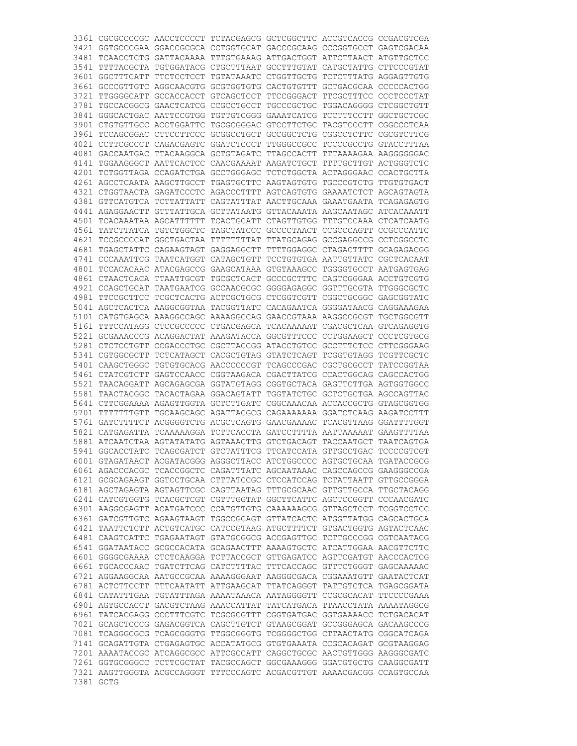```
3361 CGCGCCCCGC AACCTCCCCT TCTACGAGCG GCTCGGCTTC ACCGTCACCG CCGACGTCGA
3421 GGTGCCCGAA GGACCGCGCA CCTGGTGCAT GACCCGCAAG CCCGGTGCCT GAGTCGACAA
3481 TCAACCTCTG GATTACAAAA TTTGTGAAAG ATTGACTGGT ATTCTTAACT ATGTTGCTCC
3541 TTTTACGCTA TGTGGATACG CTGCTTTAAT GCCTTTGTAT CATGCTATTG CTTCCCGTAT
3601 GGCTTTCATT TTCTCCTCCT TGTATAAATC CTGGTTGCTG TCTCTTTATG AGGAGTTGTG
3661 GCCCGTTGTC AGGCAACGTG GCGTGGTGTG CACTGTGTTT GCTGACGCAA CCCCCACTGG
3721 TTGGGGCATT GCCACCACCT GTCAGCTCCT TTCCGGGACT TTCGCTTTCC CCCTCCCTAT
3781 TGCCACGGCG GAACTCATCG CCGCCTGCCT TGCCCGCTGC TGGACAGGGG CTCGGCTGTT
3841 GGGCACTGAC AATTCCGTGG TGTTGTCGGG GAAATCATCG TCCTTTCCTT GGCTGCTCGC
3901 CTGTGTTGCC ACCTGGATTC TGCGCGGGAC GTCCTTCTGC TACGTCCCTT CGGCCCTCAA
3961 TCCAGCGGAC CTTCCTTCCC GCGGCCTGCT GCCGGCTCTG CGGCCTCTTC CGCGTCTTCG
4021 CCTTCGCCCT CAGACGAGTC GGATCTCCCT TTGGGCCGCC TCCCCGCCTG GTACCTTTAA
4081 GACCAATGAC TTACAAGGCA GCTGTAGATC TTAGCCACTT TTTAAAAGAA AAGGGGGGAC
4141 TGGAAGGGCT AATTCACTCC CAACGAAAAT AAGATCTGCT TTTTGCTTGT ACTGGGTCTC
4201 TCTGGTTAGA CCAGATCTGA GCCTGGGAGC TCTCTGGCTA ACTAGGGAAC CCACTGCTTA
4261 AGCCTCAATA AAGCTTGCCT TGAGTGCTTC AAGTAGTGTG TGCCCGTCTG TTGTGTGACT
4321 CTGGTAACTA GAGATCCCTC AGACCCTTTT AGTCAGTGTG GAAAATCTCT AGCAGTAGTA
4381 GTTCATGTCA TCTTATTATT CAGTATTTAT AACTTGCAAA GAAATGAATA TCAGAGAGTG
4441 AGAGGAACTT GTTTATTGCA GCTTATAATG GTTACAAATA AAGCAATAGC ATCACAAATT
4501 TCACAAATAA AGCATTTTTT TCACTGCATT CTAGTTGTGG TTTGTCCAAA CTCATCAATG
4561 TATCTTATCA TGTCTGGCTC TAGCTATCCC GCCCCTAACT CCGCCCAGTT CCGCCCATTC
4621 TCCGCCCCAT GGCTGACTAA TTTTTTTTAT TTATGCAGAG GCCGAGGCCG CCTCGGCCTC
4681 TGAGCTATTC CAGAAGTAGT GAGGAGGCTT TTTTGGAGGC CTAGACTTTT GCAGAGACGG
4741 CCCAAATTCG TAATCATGGT CATAGCTGTT TCCTGTGTGA AATTGTTATC CGCTCACAAT
4801 TCCACACAAC ATACGAGCCG GAAGCATAAA GTGTAAAGCC TGGGGTGCCT AATGAGTGAG
4861 CTAACTCACA TTAATTGCGT TGCGCTCACT GCCCGCTTTC CAGTCGGGAA ACCTGTCGTG
4921 CCAGCTGCAT TAATGAATCG GCCAACGCGC GGGGAGAGGC GGTTTGCGTA TTGGGCGCTC
4981 TTCCGCTTCC TCGCTCACTG ACTCGCTGCG CTCGGTCGTT CGGCTGCGGC GAGCGGTATC
5041 AGCTCACTCA AAGGCGGTAA TACGGTTATC CACAGAATCA GGGGATAACG CAGGAAAGAA
5101 CATGTGAGCA AAAGGCCAGC AAAAGGCCAG GAACCGTAAA AAGGCCGCGT TGCTGGCGTT
5161 TTTCCATAGG CTCCGCCCCC CTGACGAGCA TCACAAAAAT CGACGCTCAA GTCAGAGGTG
5221 GCGAAACCCG ACAGGACTAT AAAGATACCA GGCGTTTCCC CCTGGAAGCT CCCTCGTGCG
5281 CTCTCCTGTT CCGACCCTGC CGCTTACCGG ATACCTGTCC GCCTTTCTCC CTTCGGGAAG
5341 CGTGGCGCTT TCTCATAGCT CACGCTGTAG GTATCTCAGT TCGGTGTAGG TCGTTCGCTC
5401 CAAGCTGGGC TGTGTGCACG AACCCCCCGT TCAGCCCGAC CGCTGCGCCT TATCCGGTAA
5461 CTATCGTCTT GAGTCCAACC CGGTAAGACA CGACTTATCG CCACTGGCAG CAGCCACTGG
5521 TAACAGGATT AGCAGAGCGA GGTATGTAGG CGGTGCTACA GAGTTCTTGA AGTGGTGGCC
5581 TAACTACGGC TACACTAGAA GGACAGTATT TGGTATCTGC GCTCTGCTGA AGCCAGTTAC
5641 CTTCGGAAAA AGAGTTGGTA GCTCTTGATC CGGCAAACAA ACCACCGCTG GTAGCGGTGG
5701 TTTTTTTGTT TGCAAGCAGC AGATTACGCG CAGAAAAAAA GGATCTCAAG AAGATCCTTT
5761 GATCTTTTCT ACGGGGTCTG ACGCTCAGTG GAACGAAAAC TCACGTTAAG GGATTTTGGT
5821 CATGAGATTA TCAAAAAGGA TCTTCACCTA GATCCTTTTA AATTAAAAAT GAAGTTTTAA
5881 ATCAATCTAA AGTATATATG AGTAAACTTG GTCTGACAGT TACCAATGCT TAATCAGTGA
5941 GGCACCTATC TCAGCGATCT GTCTATTTCG TTCATCCATA GTTGCCTGAC TCCCCGTCGT
6001 GTAGATAACT ACGATACGGG AGGGCTTACC ATCTGGCCCC AGTGCTGCAA TGATACCGCG
6061 AGACCCACGC TCACCGGCTC CAGATTTATC AGCAATAAAC CAGCCAGCCG GAAGGGCCGA
6121 GCGCAGAAGT GGTCCTGCAA CTTTATCCGC CTCCATCCAG TCTATTAATT GTTGCCGGGA
6181 AGCTAGAGTA AGTAGTTCGC CAGTTAATAG TTTGCGCAAC GTTGTTGCCA TTGCTACAGG
6241 CATCGTGGTG TCACGCTCGT CGTTTGGTAT GGCTTCATTC AGCTCCGGTT CCCAACGATC
6301 AAGGCGAGTT ACATGATCCC CCATGTTGTG CAAAAAAGCG GTTAGCTCCT TCGGTCCTCC
6361 GATCGTTGTC AGAAGTAAGT TGGCCGCAGT GTTATCACTC ATGGTTATGG CAGCACTGCA
6421 TAATTCTCTT ACTGTCATGC CATCCGTAAG ATGCTTTTCT GTGACTGGTG AGTACTCAAC
6481 CAAGTCATTC TGAGAATAGT GTATGCGGCG ACCGAGTTGC TCTTGCCCGG CGTCAATACG
6541 GGATAATACC GCGCCACATA GCAGAACTTT AAAAGTGCTC ATCATTGGAA AACGTTCTTC
6601 GGGGCGAAAA CTCTCAAGGA TCTTACCGCT GTTGAGATCC AGTTCGATGT AACCCACTCG
6661 TGCACCCAAC TGATCTTCAG CATCTTTTAC TTTCACCAGC GTTTCTGGGT GAGCAAAAAC
6721 AGGAAGGCAA AATGCCGCAA AAAAGGGAAT AAGGGCGACA CGGAAATGTT GAATACTCAT
6781 ACTCTTCCTT TTTCAATATT ATTGAAGCAT TTATCAGGGT TATTGTCTCA TGAGCGGATA
6841 CATATTTGAA TGTATTTAGA AAAATAAACA AATAGGGGTT CCGCGCACAT TTCCCCGAAA
6901 AGTGCCACCT GACGTCTAAG AAACCATTAT TATCATGACA TTAACCTATA AAAATAGGCG
6961 TATCACGAGG CCCTTTCGTC TCGCGCGTTT CGGTGATGAC GGTGAAAACC TCTGACACAT
7021 GCAGCTCCCG GAGACGGTCA CAGCTTGTCT GTAAGCGGAT GCCGGGAGCA GACAAGCCCG
7081 TCAGGGCGCG TCAGCGGGTG TTGGCGGGTG TCGGGGCTGG CTTAACTATG CGGCATCAGA
7141 GCAGATTGTA CTGAGAGTGC ACCATATGCG GTGTGAAATA CCGCACAGAT GCGTAAGGAG
7201 AAAATACCGC ATCAGGCGCC ATTCGCCATT CAGGCTGCGC AACTGTTGGG AAGGGCGATC
7261 GGTGCGGGCC TCTTCGCTAT TACGCCAGCT GGCGAAAGGG GGATGTGCTG CAAGGCGATT
7321 AAGTTGGGTA ACGCCAGGGT TTTCCCAGTC ACGACGTTGT AAAACGACGG CCAGTGCCAA
7381 GCTG
```